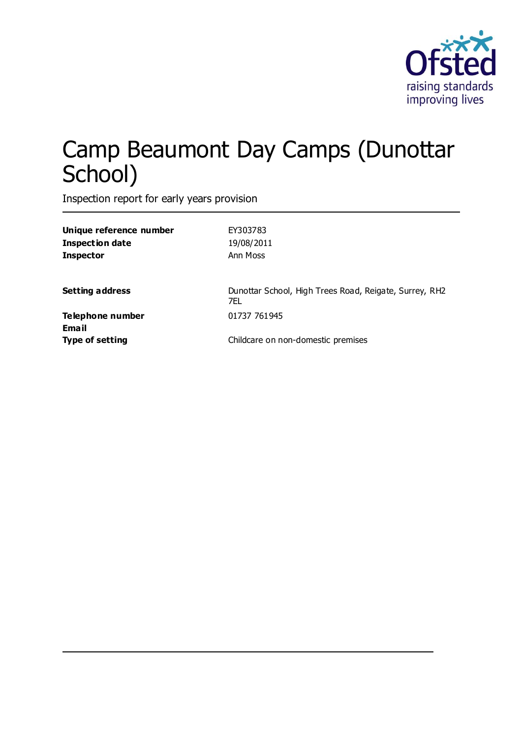# Camp Beaumont Day Camps (Dunottar School)

Inspection report for early years provision

| | |
|---|---|
| **Unique reference number** | EY303783 |
| **Inspection date** | 19/08/2011 |
| **Inspector** | Ann Moss |
| | |
| **Setting address** | Dunottar School, High Trees Road, Reigate, Surrey, RH2 7EL |
| **Telephone number** | 01737 761945 |
| **Email** | |
| **Type of setting** | Childcare on non-domestic premises |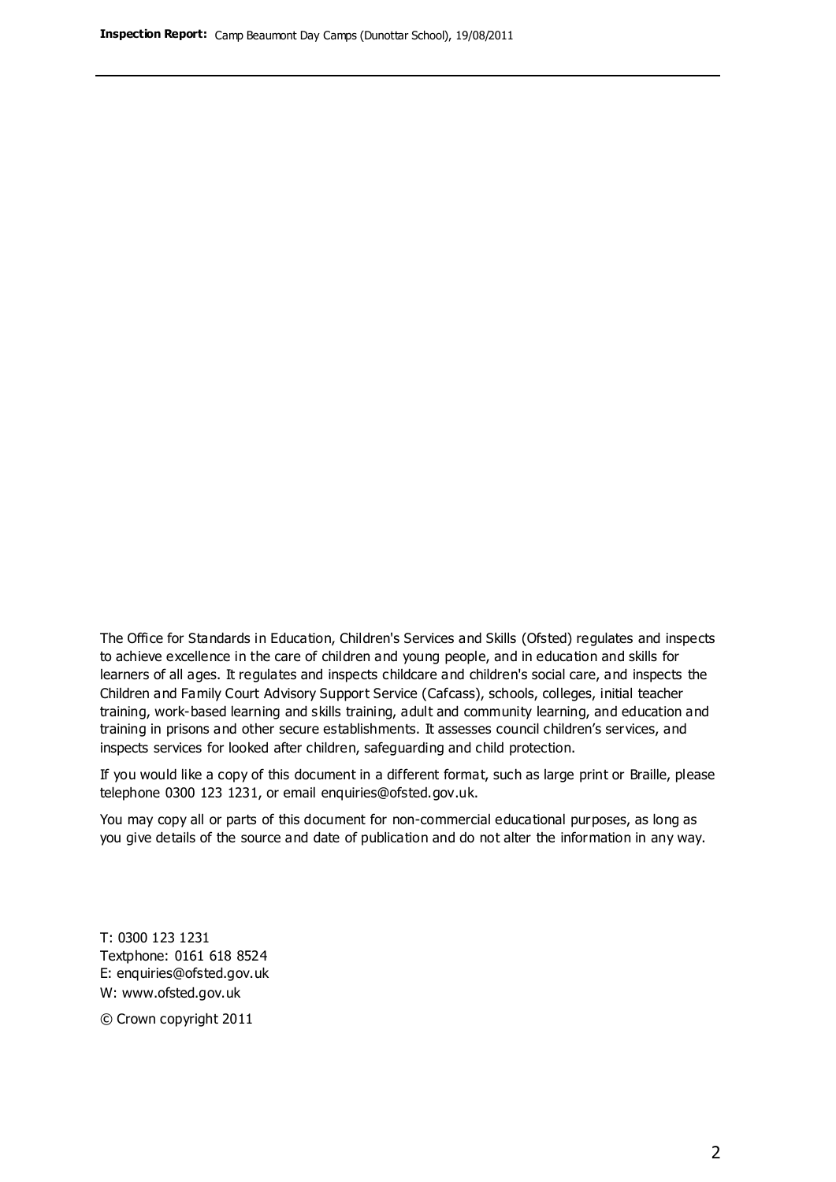The Office for Standards in Education, Children's Services and Skills (Ofsted) regulates and inspects to achieve excellence in the care of children and young people, and in education and skills for learners of all ages. It regulates and inspects childcare and children's social care, and inspects the Children and Family Court Advisory Support Service (Cafcass), schools, colleges, initial teacher training, work-based learning and skills training, adult and community learning, and education and training in prisons and other secure establishments. It assesses council children's services, and inspects services for looked after children, safeguarding and child protection.

If you would like a copy of this document in a different format, such as large print or Braille, please telephone 0300 123 1231, or email enquiries@ofsted.gov.uk.

You may copy all or parts of this document for non-commercial educational purposes, as long as you give details of the source and date of publication and do not alter the information in any way.

T: 0300 123 1231
Textphone: 0161 618 8524
E: enquiries@ofsted.gov.uk
W: www.ofsted.gov.uk

© Crown copyright 2011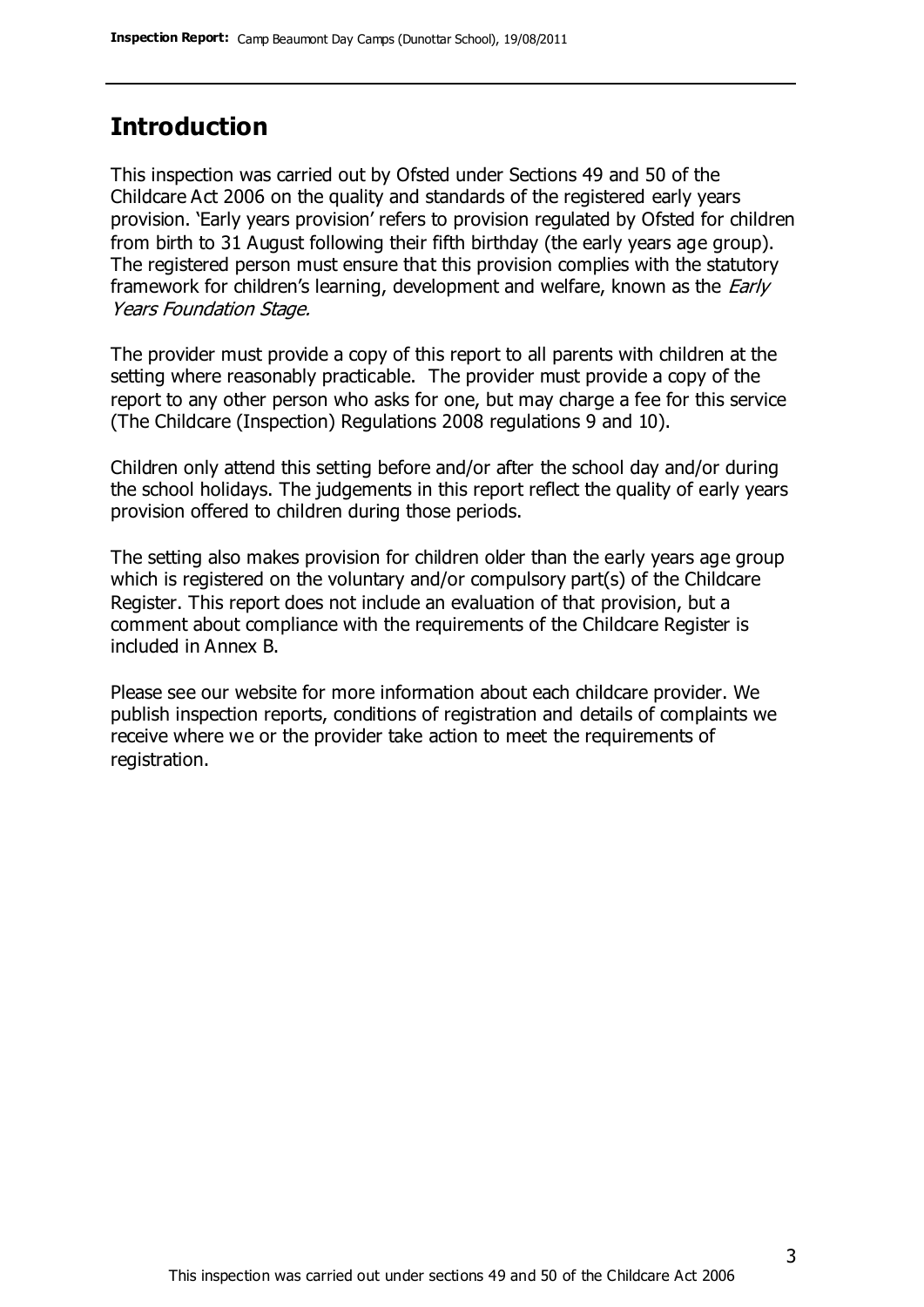## Introduction

This inspection was carried out by Ofsted under Sections 49 and 50 of the Childcare Act 2006 on the quality and standards of the registered early years provision. 'Early years provision' refers to provision regulated by Ofsted for children from birth to 31 August following their fifth birthday (the early years age group). The registered person must ensure that this provision complies with the statutory framework for children's learning, development and welfare, known as the *Early Years Foundation Stage.*

The provider must provide a copy of this report to all parents with children at the setting where reasonably practicable. The provider must provide a copy of the report to any other person who asks for one, but may charge a fee for this service (The Childcare (Inspection) Regulations 2008 regulations 9 and 10).

Children only attend this setting before and/or after the school day and/or during the school holidays. The judgements in this report reflect the quality of early years provision offered to children during those periods.

The setting also makes provision for children older than the early years age group which is registered on the voluntary and/or compulsory part(s) of the Childcare Register. This report does not include an evaluation of that provision, but a comment about compliance with the requirements of the Childcare Register is included in Annex B.

Please see our website for more information about each childcare provider. We publish inspection reports, conditions of registration and details of complaints we receive where we or the provider take action to meet the requirements of registration.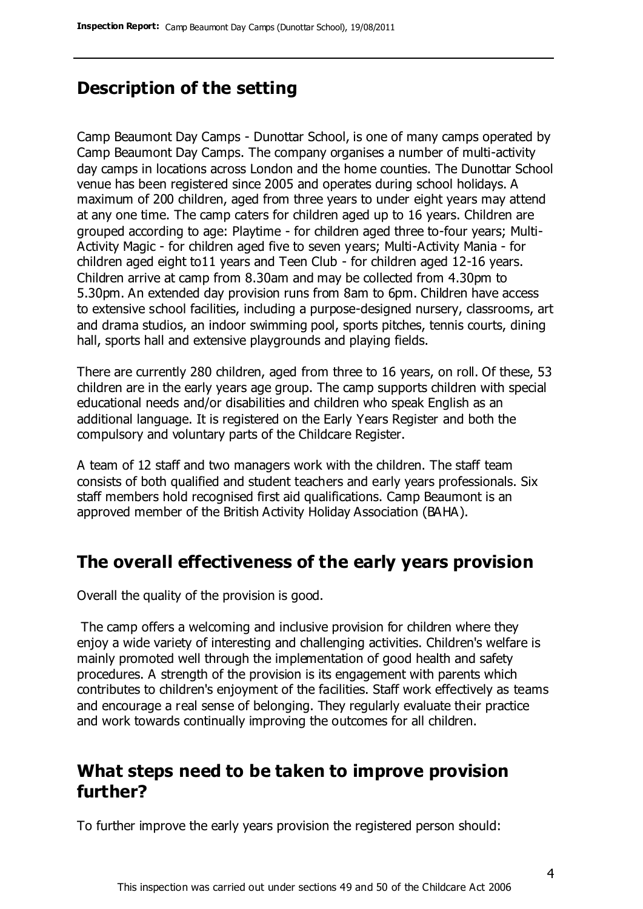## Description of the setting

Camp Beaumont Day Camps - Dunottar School, is one of many camps operated by Camp Beaumont Day Camps. The company organises a number of multi-activity day camps in locations across London and the home counties. The Dunottar School venue has been registered since 2005 and operates during school holidays. A maximum of 200 children, aged from three years to under eight years may attend at any one time. The camp caters for children aged up to 16 years. Children are grouped according to age: Playtime - for children aged three to-four years; Multi-Activity Magic - for children aged five to seven years; Multi-Activity Mania - for children aged eight to11 years and Teen Club - for children aged 12-16 years. Children arrive at camp from 8.30am and may be collected from 4.30pm to 5.30pm. An extended day provision runs from 8am to 6pm. Children have access to extensive school facilities, including a purpose-designed nursery, classrooms, art and drama studios, an indoor swimming pool, sports pitches, tennis courts, dining hall, sports hall and extensive playgrounds and playing fields.

There are currently 280 children, aged from three to 16 years, on roll. Of these, 53 children are in the early years age group. The camp supports children with special educational needs and/or disabilities and children who speak English as an additional language. It is registered on the Early Years Register and both the compulsory and voluntary parts of the Childcare Register.

A team of 12 staff and two managers work with the children. The staff team consists of both qualified and student teachers and early years professionals. Six staff members hold recognised first aid qualifications. Camp Beaumont is an approved member of the British Activity Holiday Association (BAHA).

## The overall effectiveness of the early years provision

Overall the quality of the provision is good.

The camp offers a welcoming and inclusive provision for children where they enjoy a wide variety of interesting and challenging activities. Children's welfare is mainly promoted well through the implementation of good health and safety procedures. A strength of the provision is its engagement with parents which contributes to children's enjoyment of the facilities. Staff work effectively as teams and encourage a real sense of belonging. They regularly evaluate their practice and work towards continually improving the outcomes for all children.

## What steps need to be taken to improve provision further?

To further improve the early years provision the registered person should: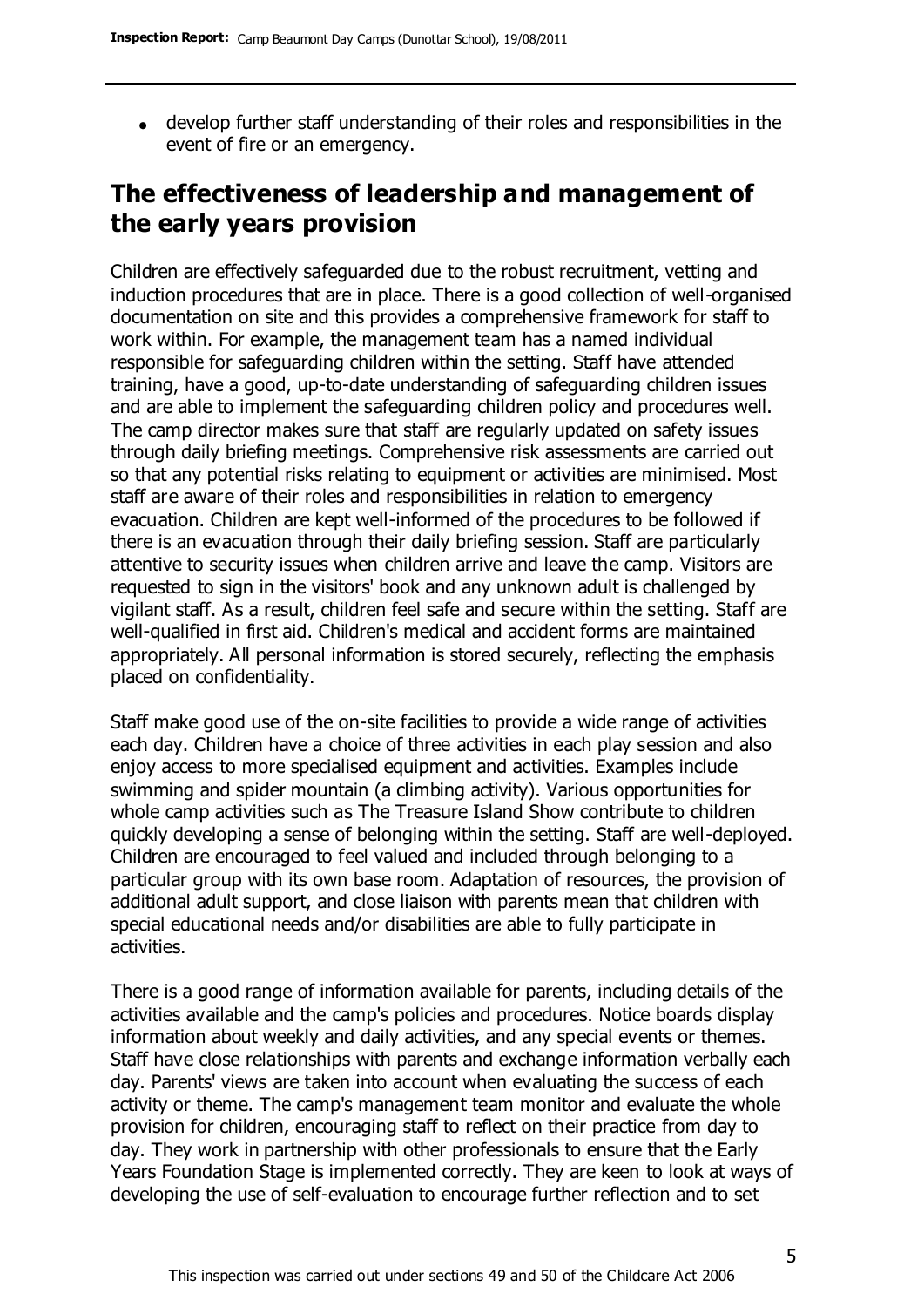- develop further staff understanding of their roles and responsibilities in the event of fire or an emergency.

## The effectiveness of leadership and management of the early years provision

Children are effectively safeguarded due to the robust recruitment, vetting and induction procedures that are in place. There is a good collection of well-organised documentation on site and this provides a comprehensive framework for staff to work within. For example, the management team has a named individual responsible for safeguarding children within the setting. Staff have attended training, have a good, up-to-date understanding of safeguarding children issues and are able to implement the safeguarding children policy and procedures well. The camp director makes sure that staff are regularly updated on safety issues through daily briefing meetings. Comprehensive risk assessments are carried out so that any potential risks relating to equipment or activities are minimised. Most staff are aware of their roles and responsibilities in relation to emergency evacuation. Children are kept well-informed of the procedures to be followed if there is an evacuation through their daily briefing session. Staff are particularly attentive to security issues when children arrive and leave the camp. Visitors are requested to sign in the visitors' book and any unknown adult is challenged by vigilant staff. As a result, children feel safe and secure within the setting. Staff are well-qualified in first aid. Children's medical and accident forms are maintained appropriately. All personal information is stored securely, reflecting the emphasis placed on confidentiality.

Staff make good use of the on-site facilities to provide a wide range of activities each day. Children have a choice of three activities in each play session and also enjoy access to more specialised equipment and activities. Examples include swimming and spider mountain (a climbing activity). Various opportunities for whole camp activities such as The Treasure Island Show contribute to children quickly developing a sense of belonging within the setting. Staff are well-deployed. Children are encouraged to feel valued and included through belonging to a particular group with its own base room. Adaptation of resources, the provision of additional adult support, and close liaison with parents mean that children with special educational needs and/or disabilities are able to fully participate in activities.

There is a good range of information available for parents, including details of the activities available and the camp's policies and procedures. Notice boards display information about weekly and daily activities, and any special events or themes. Staff have close relationships with parents and exchange information verbally each day. Parents' views are taken into account when evaluating the success of each activity or theme. The camp's management team monitor and evaluate the whole provision for children, encouraging staff to reflect on their practice from day to day. They work in partnership with other professionals to ensure that the Early Years Foundation Stage is implemented correctly. They are keen to look at ways of developing the use of self-evaluation to encourage further reflection and to set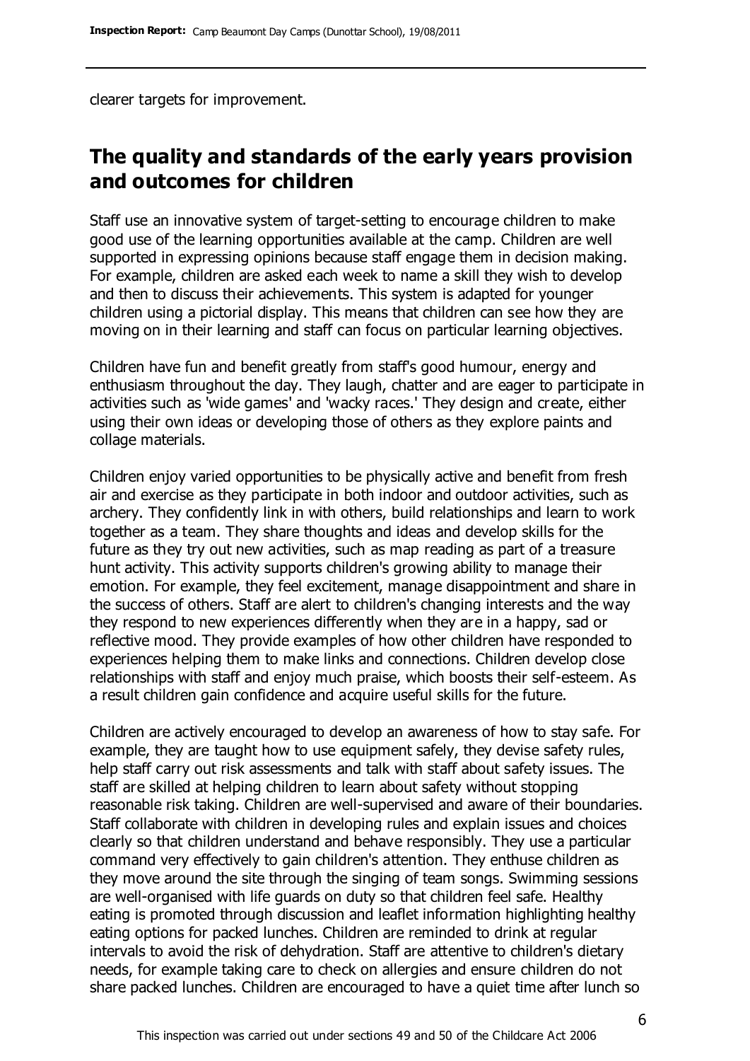clearer targets for improvement.

## The quality and standards of the early years provision and outcomes for children

Staff use an innovative system of target-setting to encourage children to make good use of the learning opportunities available at the camp. Children are well supported in expressing opinions because staff engage them in decision making. For example, children are asked each week to name a skill they wish to develop and then to discuss their achievements. This system is adapted for younger children using a pictorial display. This means that children can see how they are moving on in their learning and staff can focus on particular learning objectives.

Children have fun and benefit greatly from staff's good humour, energy and enthusiasm throughout the day. They laugh, chatter and are eager to participate in activities such as 'wide games' and 'wacky races.' They design and create, either using their own ideas or developing those of others as they explore paints and collage materials.

Children enjoy varied opportunities to be physically active and benefit from fresh air and exercise as they participate in both indoor and outdoor activities, such as archery. They confidently link in with others, build relationships and learn to work together as a team. They share thoughts and ideas and develop skills for the future as they try out new activities, such as map reading as part of a treasure hunt activity. This activity supports children's growing ability to manage their emotion. For example, they feel excitement, manage disappointment and share in the success of others. Staff are alert to children's changing interests and the way they respond to new experiences differently when they are in a happy, sad or reflective mood. They provide examples of how other children have responded to experiences helping them to make links and connections. Children develop close relationships with staff and enjoy much praise, which boosts their self-esteem. As a result children gain confidence and acquire useful skills for the future.

Children are actively encouraged to develop an awareness of how to stay safe. For example, they are taught how to use equipment safely, they devise safety rules, help staff carry out risk assessments and talk with staff about safety issues. The staff are skilled at helping children to learn about safety without stopping reasonable risk taking. Children are well-supervised and aware of their boundaries. Staff collaborate with children in developing rules and explain issues and choices clearly so that children understand and behave responsibly. They use a particular command very effectively to gain children's attention. They enthuse children as they move around the site through the singing of team songs. Swimming sessions are well-organised with life guards on duty so that children feel safe. Healthy eating is promoted through discussion and leaflet information highlighting healthy eating options for packed lunches. Children are reminded to drink at regular intervals to avoid the risk of dehydration. Staff are attentive to children's dietary needs, for example taking care to check on allergies and ensure children do not share packed lunches. Children are encouraged to have a quiet time after lunch so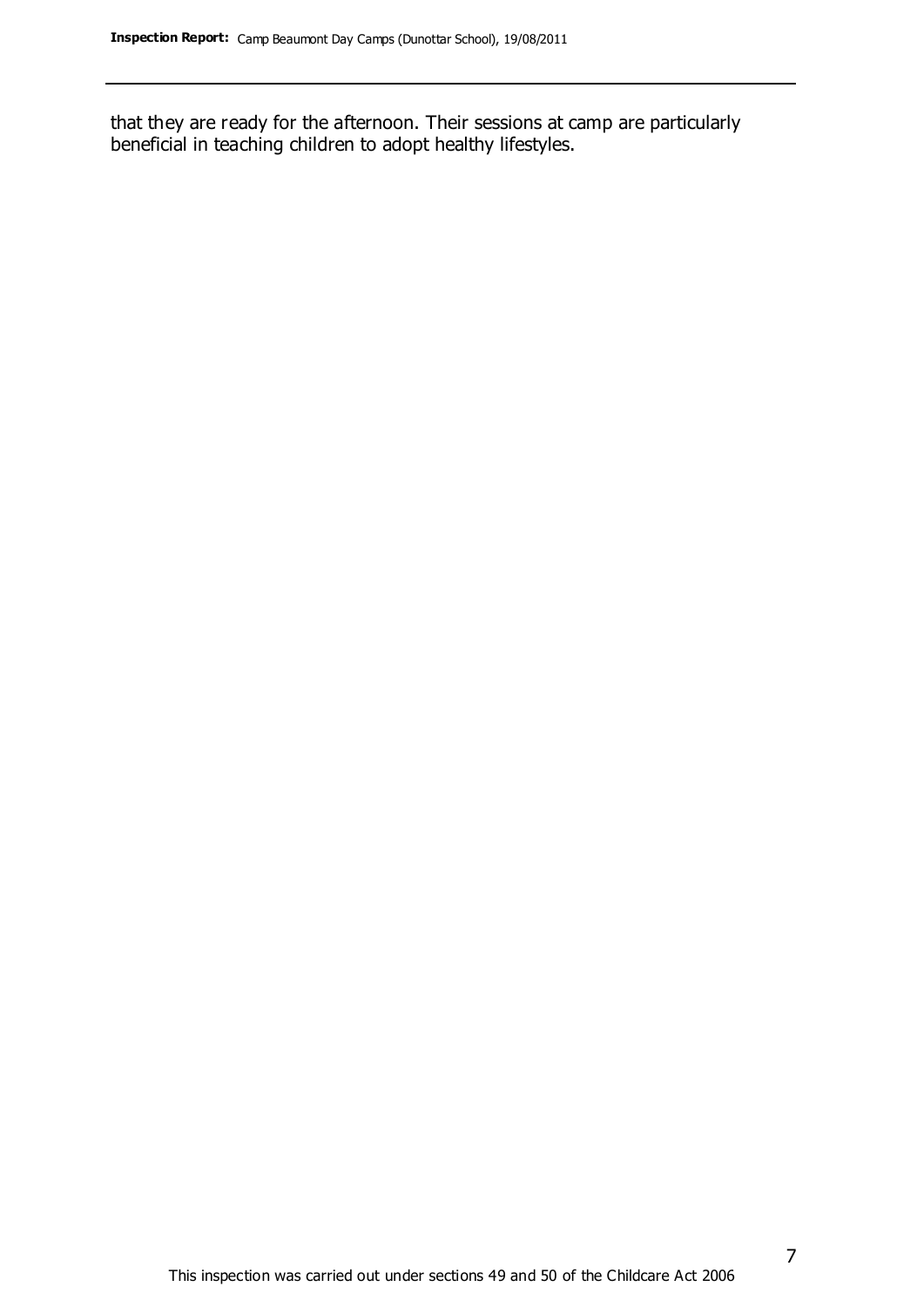that they are ready for the afternoon. Their sessions at camp are particularly beneficial in teaching children to adopt healthy lifestyles.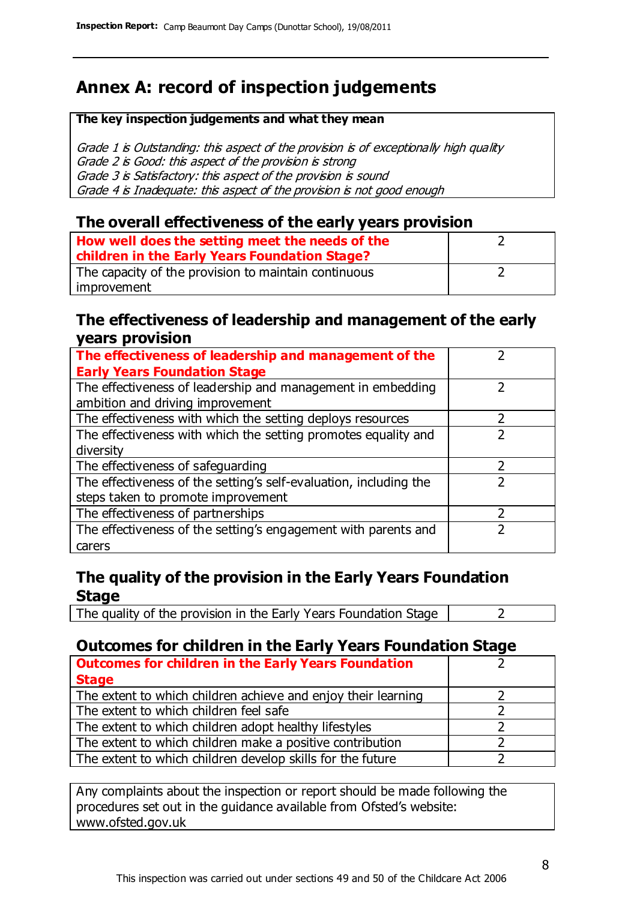# Annex A: record of inspection judgements

**The key inspection judgements and what they mean**

*Grade 1 is Outstanding: this aspect of the provision is of exceptionally high quality*
*Grade 2 is Good: this aspect of the provision is strong*
*Grade 3 is Satisfactory: this aspect of the provision is sound*
*Grade 4 is Inadequate: this aspect of the provision is not good enough*

## The overall effectiveness of the early years provision

| | |
|---|---|
| **How well does the setting meet the needs of the children in the Early Years Foundation Stage?** | 2 |
| The capacity of the provision to maintain continuous improvement | 2 |

## The effectiveness of leadership and management of the early years provision

| | |
|---|---|
| **The effectiveness of leadership and management of the Early Years Foundation Stage** | 2 |
| The effectiveness of leadership and management in embedding ambition and driving improvement | 2 |
| The effectiveness with which the setting deploys resources | 2 |
| The effectiveness with which the setting promotes equality and diversity | 2 |
| The effectiveness of safeguarding | 2 |
| The effectiveness of the setting's self-evaluation, including the steps taken to promote improvement | 2 |
| The effectiveness of partnerships | 2 |
| The effectiveness of the setting's engagement with parents and carers | 2 |

## The quality of the provision in the Early Years Foundation Stage

| | |
|---|---|
| The quality of the provision in the Early Years Foundation Stage | 2 |

## Outcomes for children in the Early Years Foundation Stage

| | |
|---|---|
| **Outcomes for children in the Early Years Foundation Stage** | 2 |
| The extent to which children achieve and enjoy their learning | 2 |
| The extent to which children feel safe | 2 |
| The extent to which children adopt healthy lifestyles | 2 |
| The extent to which children make a positive contribution | 2 |
| The extent to which children develop skills for the future | 2 |

Any complaints about the inspection or report should be made following the procedures set out in the guidance available from Ofsted's website: www.ofsted.gov.uk

This inspection was carried out under sections 49 and 50 of the Childcare Act 2006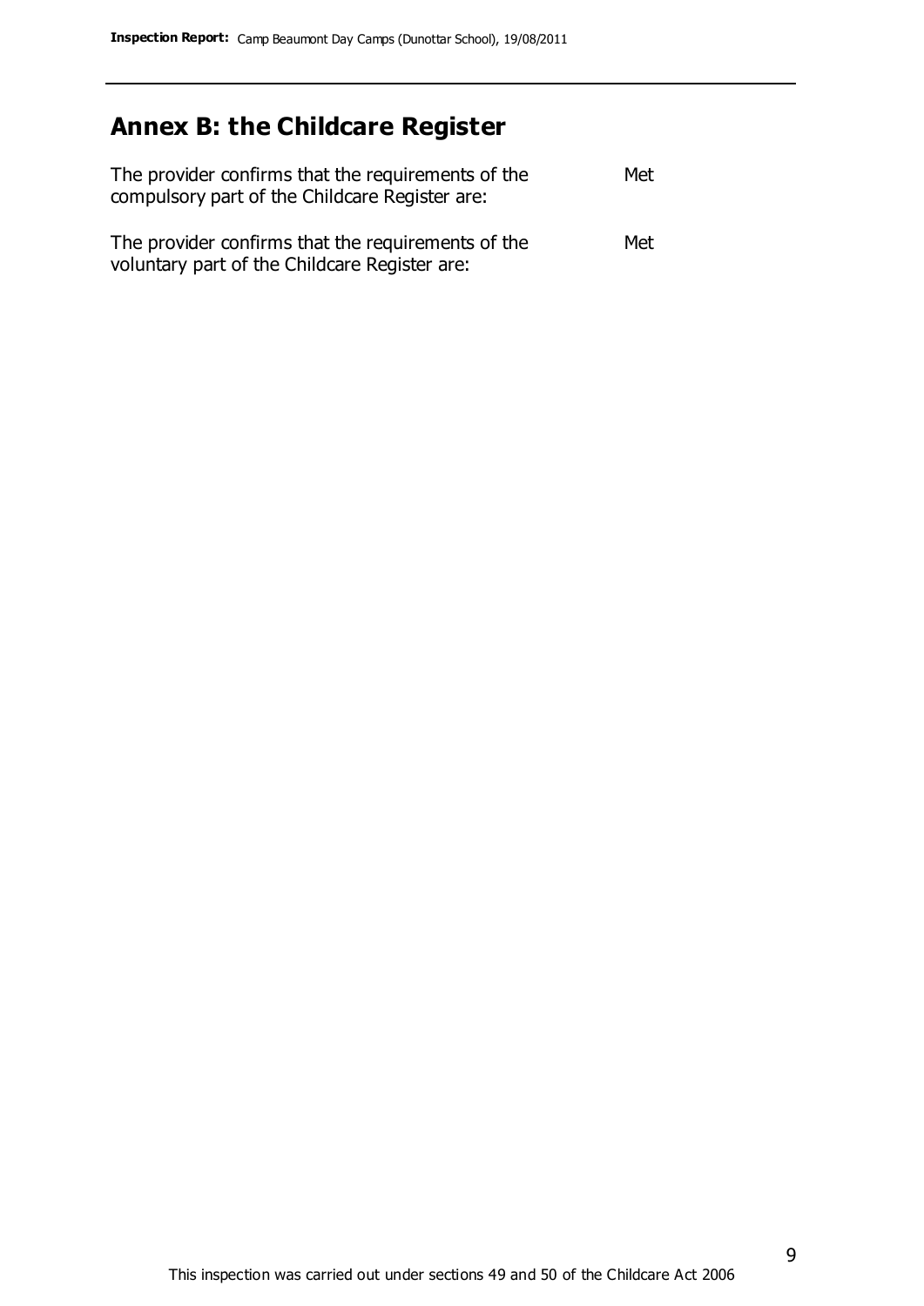## Annex B: the Childcare Register

| | |
|---|---|
| The provider confirms that the requirements of the compulsory part of the Childcare Register are: | Met |
| The provider confirms that the requirements of the voluntary part of the Childcare Register are: | Met |

This inspection was carried out under sections 49 and 50 of the Childcare Act 2006